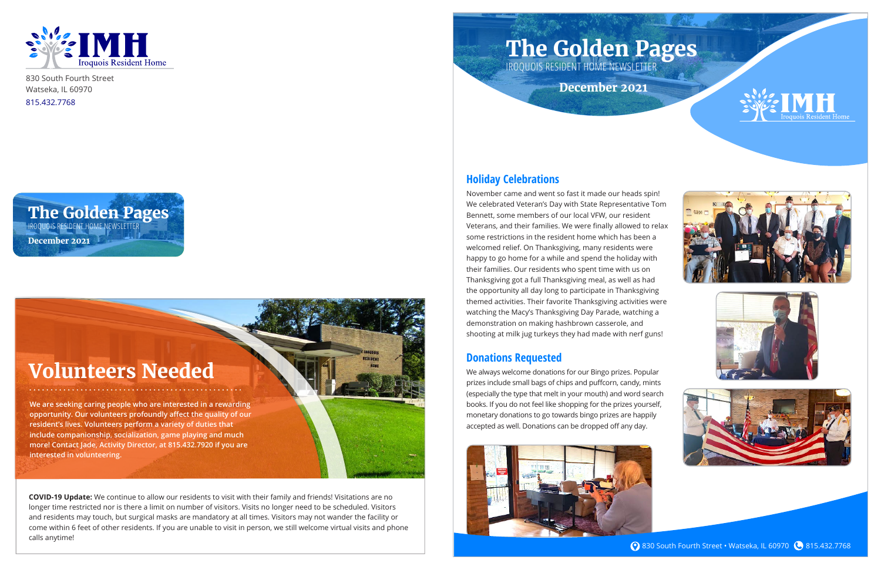IMH Iroquois Resident Home

830 South Fourth Street
Watseka, IL 60970
815.432.7768

# The Golden Pages

IROQUOIS RESIDENT HOME NEWSLETTER

**December 2021**

## Volunteers Needed

We are seeking caring people who are interested in a rewarding opportunity. Our volunteers profoundly affect the quality of our resident's lives. Volunteers perform a variety of duties that include companionship, socialization, game playing and much more! Contact Jade, Activity Director, at 815.432.7920 if you are interested in volunteering.

**COVID-19 Update:** We continue to allow our residents to visit with their family and friends! Visitations are no longer time restricted nor is there a limit on number of visitors. Visits no longer need to be scheduled. Visitors and residents may touch, but surgical masks are mandatory at all times. Visitors may not wander the facility or come within 6 feet of other residents. If you are unable to visit in person, we still welcome virtual visits and phone calls anytime!

# The Golden Pages

IROQUOIS RESIDENT HOME NEWSLETTER

**December 2021**

## Holiday Celebrations

November came and went so fast it made our heads spin! We celebrated Veteran's Day with State Representative Tom Bennett, some members of our local VFW, our resident Veterans, and their families. We were finally allowed to relax some restrictions in the resident home which has been a welcomed relief. On Thanksgiving, many residents were happy to go home for a while and spend the holiday with their families. Our residents who spent time with us on Thanksgiving got a full Thanksgiving meal, as well as had the opportunity all day long to participate in Thanksgiving themed activities. Their favorite Thanksgiving activities were watching the Macy's Thanksgiving Day Parade, watching a demonstration on making hashbrown casserole, and shooting at milk jug turkeys they had made with nerf guns!

## Donations Requested

We always welcome donations for our Bingo prizes. Popular prizes include small bags of chips and puffcorn, candy, mints (especially the type that melt in your mouth) and word search books. If you do not feel like shopping for the prizes yourself, monetary donations to go towards bingo prizes are happily accepted as well. Donations can be dropped off any day.

830 South Fourth Street • Watseka, IL 60970 815.432.7768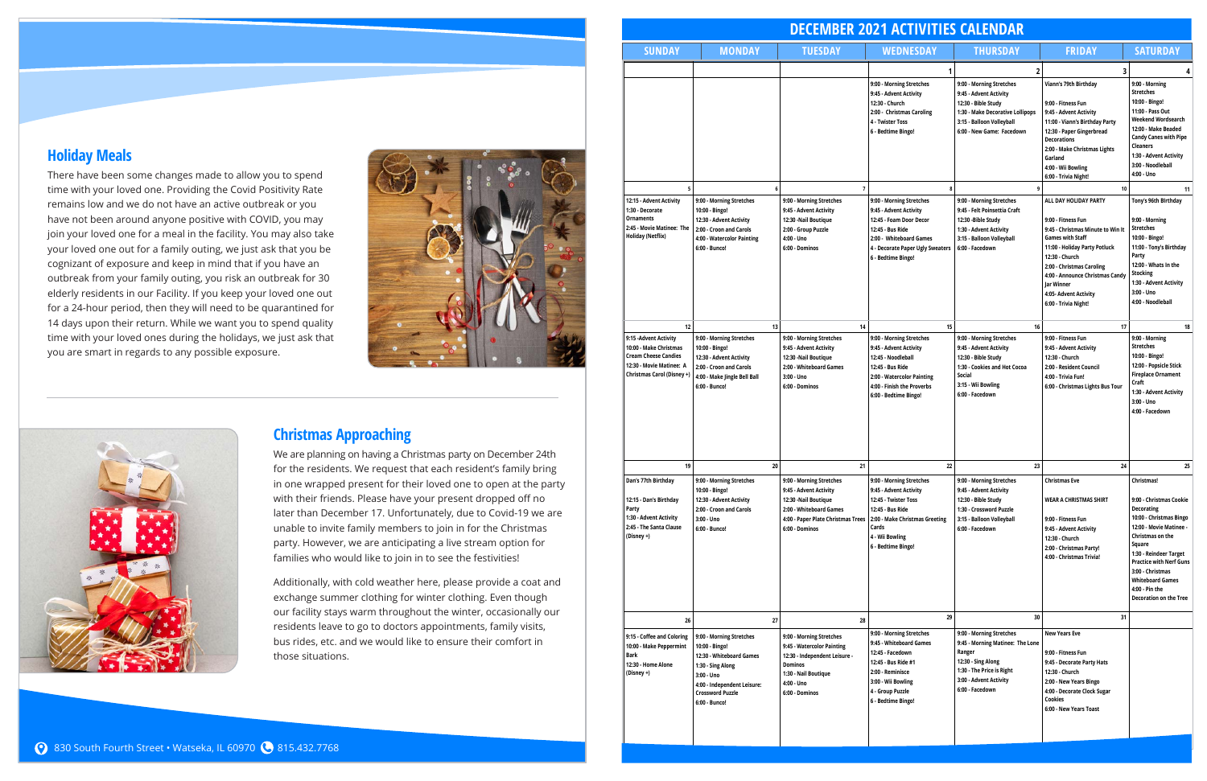## Holiday Meals

There have been some changes made to allow you to spend time with your loved one. Providing the Covid Positivity Rate remains low and we do not have an active outbreak or you have not been around anyone positive with COVID, you may join your loved one for a meal in the facility. You may also take your loved one out for a family outing, we just ask that you be cognizant of exposure and keep in mind that if you have an outbreak from your family outing, you risk an outbreak for 30 elderly residents in our Facility. If you keep your loved one out for a 24-hour period, then they will need to be quarantined for 14 days upon their return. While we want you to spend quality time with your loved ones during the holidays, we just ask that you are smart in regards to any possible exposure.

## Christmas Approaching

We are planning on having a Christmas party on December 24th for the residents. We request that each resident's family bring in one wrapped present for their loved one to open at the party with their friends. Please have your present dropped off no later than December 17. Unfortunately, due to Covid-19 we are unable to invite family members to join in for the Christmas party. However, we are anticipating a live stream option for families who would like to join in to see the festivities!

Additionally, with cold weather here, please provide a coat and exchange summer clothing for winter clothing. Even though our facility stays warm throughout the winter, occasionally our residents leave to go to doctors appointments, family visits, bus rides, etc. and we would like to ensure their comfort in those situations.

830 South Fourth Street • Watseka, IL 60970 815.432.7768

# DECEMBER 2021 ACTIVITIES CALENDAR

| SUNDAY | MONDAY | TUESDAY | WEDNESDAY | THURSDAY | FRIDAY | SATURDAY |
|---|---|---|---|---|---|---|
| | | | 1<br>9:00 - Morning Stretches<br>9:45 - Advent Activity<br>12:30 - Church<br>2:00 - Christmas Caroling<br>4 - Twister Toss<br>6 - Bedtime Bingo! | 2<br>9:00 - Morning Stretches<br>9:45 - Advent Activity<br>12:30 - Bible Study<br>1:30 - Make Decorative Lollipops<br>3:15 - Balloon Volleyball<br>6:00 - New Game: Facedown | 3<br>Viann's 79th Birthday<br>9:00 - Fitness Fun<br>9:45 - Advent Activity<br>11:00 - Viann's Birthday Party<br>12:30 - Paper Gingerbread Decorations<br>2:00 - Make Christmas Lights Garland<br>4:00 - Wii Bowling<br>6:00 - Trivia Night! | 4<br>9:00 - Morning Stretches<br>10:00 - Bingo!<br>11:00 - Pass Out Weekend Wordsearch<br>12:00 - Make Beaded Candy Canes with Pipe Cleaners<br>1:30 - Advent Activity<br>3:00 - Noodleball<br>4:00 - Uno |
| 5<br>12:15 - Advent Activity<br>1:30 - Decorate Ornaments<br>2:45 - Movie Matinee: The Holiday (Netflix) | 6<br>9:00 - Morning Stretches<br>10:00 - Bingo!<br>12:30 - Advent Activity<br>2:00 - Croon and Carols<br>4:00 - Watercolor Painting<br>6:00 - Bunco! | 7<br>9:00 - Morning Stretches<br>9:45 - Advent Activity<br>12:30 -Nail Boutique<br>2:00 - Group Puzzle<br>4:00 - Uno<br>6:00 - Dominos | 8<br>9:00 - Morning Stretches<br>9:45 - Advent Activity<br>12:45 - Foam Door Decor<br>12:45 - Bus Ride<br>2:00 - Whiteboard Games<br>4 - Decorate Paper Ugly Sweaters<br>6 - Bedtime Bingo! | 9<br>9:00 - Morning Stretches<br>9:45 - Felt Poinsettia Craft<br>12:30 -Bible Study<br>1:30 - Advent Activity<br>3:15 - Balloon Volleyball<br>6:00 - Facedown | 10<br>ALL DAY HOLIDAY PARTY<br>9:00 - Fitness Fun<br>9:45 - Christmas Minute to Win It Games with Staff<br>11:00 - Holiday Party Potluck<br>12:30 - Church<br>2:00 - Christmas Caroling<br>4:00 - Announce Christmas Candy Jar Winner<br>4:05- Advent Activity<br>6:00 - Trivia Night! | 11<br>Tony's 96th Birthday<br>9:00 - Morning Stretches<br>10:00 - Bingo!<br>11:00 - Tony's Birthday Party<br>12:00 - Whats In the Stocking<br>1:30 - Advent Activity<br>3:00 - Uno<br>4:00 - Noodleball |
| 12<br>9:15 -Advent Activity<br>10:00 - Make Christmas Cream Cheese Candies<br>12:30 - Movie Matinee: A Christmas Carol (Disney +) | 13<br>9:00 - Morning Stretches<br>10:00 - Bingo!<br>12:30 - Advent Activity<br>2:00 - Croon and Carols<br>4:00 - Make Jingle Bell Ball<br>6:00 - Bunco! | 14<br>9:00 - Morning Stretches<br>9:45 - Advent Activity<br>12:30 -Nail Boutique<br>2:00 - Whiteboard Games<br>3:00 - Uno<br>6:00 - Dominos | 15<br>9:00 - Morning Stretches<br>9:45 - Advent Activity<br>12:45 - Noodleball<br>12:45 - Bus Ride<br>2:00 - Watercolor Painting<br>4:00 - Finish the Proverbs<br>6:00 - Bedtime Bingo! | 16<br>9:00 - Morning Stretches<br>9:45 - Advent Activity<br>12:30 - Bible Study<br>1:30 - Cookies and Hot Cocoa Social<br>3:15 - Wii Bowling<br>6:00 - Facedown | 17<br>9:00 - Fitness Fun<br>9:45 - Advent Activity<br>12:30 - Church<br>2:00 - Resident Council<br>4:00 - Trivia Fun!<br>6:00 - Christmas Lights Bus Tour | 18<br>9:00 - Morning Stretches<br>10:00 - Bingo!<br>12:00 - Popsicle Stick Fireplace Ornament Craft<br>1:30 - Advent Activity<br>3:00 - Uno<br>4:00 - Facedown |
| 19<br>Dan's 77th Birthday<br>12:15 - Dan's Birthday Party<br>1:30 - Advent Activity<br>2:45 - The Santa Clause (Disney +) | 20<br>9:00 - Morning Stretches<br>10:00 - Bingo!<br>12:30 - Advent Activity<br>2:00 - Croon and Carols<br>3:00 - Uno<br>6:00 - Bunco! | 21<br>9:00 - Morning Stretches<br>9:45 - Advent Activity<br>12:30 -Nail Boutique<br>2:00 - Whiteboard Games<br>4:00 - Paper Plate Christmas Trees<br>6:00 - Dominos | 22<br>9:00 - Morning Stretches<br>9:45 - Advent Activity<br>12:45 - Twister Toss<br>12:45 - Bus Ride<br>2:00 - Make Christmas Greeting Cards<br>4 - Wii Bowling<br>6 - Bedtime Bingo! | 23<br>9:00 - Morning Stretches<br>9:45 - Advent Activity<br>12:30 - Bible Study<br>1:30 - Crossword Puzzle<br>3:15 - Balloon Volleyball<br>6:00 - Facedown | 24<br>Christmas Eve<br>WEAR A CHRISTMAS SHIRT<br>9:00 - Fitness Fun<br>9:45 - Advent Activity<br>12:30 - Church<br>2:00 - Christmas Party!<br>4:00 - Christmas Trivia! | 25<br>Christmas!<br>9:00 - Christmas Cookie Decorating<br>10:00 - Christmas Bingo<br>12:00 - Movie Matinee - Christmas on the Square<br>1:30 - Reindeer Target Practice with Nerf Guns<br>3:00 - Christmas Whiteboard Games<br>4:00 - Pin the Decoration on the Tree |
| 26<br>9:15 - Coffee and Coloring<br>10:00 - Make Peppermint Bark<br>12:30 - Home Alone (Disney +) | 27<br>9:00 - Morning Stretches<br>10:00 - Bingo!<br>12:30 - Whiteboard Games<br>1:30 - Sing Along<br>3:00 - Uno<br>4:00 - Independent Leisure: Crossword Puzzle<br>6:00 - Bunco! | 28<br>9:00 - Morning Stretches<br>9:45 - Watercolor Painting<br>12:30 - Independent Leisure - Dominos<br>1:30 - Nail Boutique<br>4:00 - Uno<br>6:00 - Dominos | 29<br>9:00 - Morning Stretches<br>9:45 - Whiteboard Games<br>12:45 - Facedown<br>12:45 - Bus Ride #1<br>2:00 - Reminisce<br>3:00 - Wii Bowling<br>4 - Group Puzzle<br>6 - Bedtime Bingo! | 30<br>9:00 - Morning Stretches<br>9:45 - Morning Matinee: The Lone Ranger<br>12:30 - Sing Along<br>1:30 - The Price is Right<br>3:00 - Advent Activity<br>6:00 - Facedown | 31<br>New Years Eve<br>9:00 - Fitness Fun<br>9:45 - Decorate Party Hats<br>12:30 - Church<br>2:00 - New Years Bingo<br>4:00 - Decorate Clock Sugar Cookies<br>6:00 - New Years Toast | |